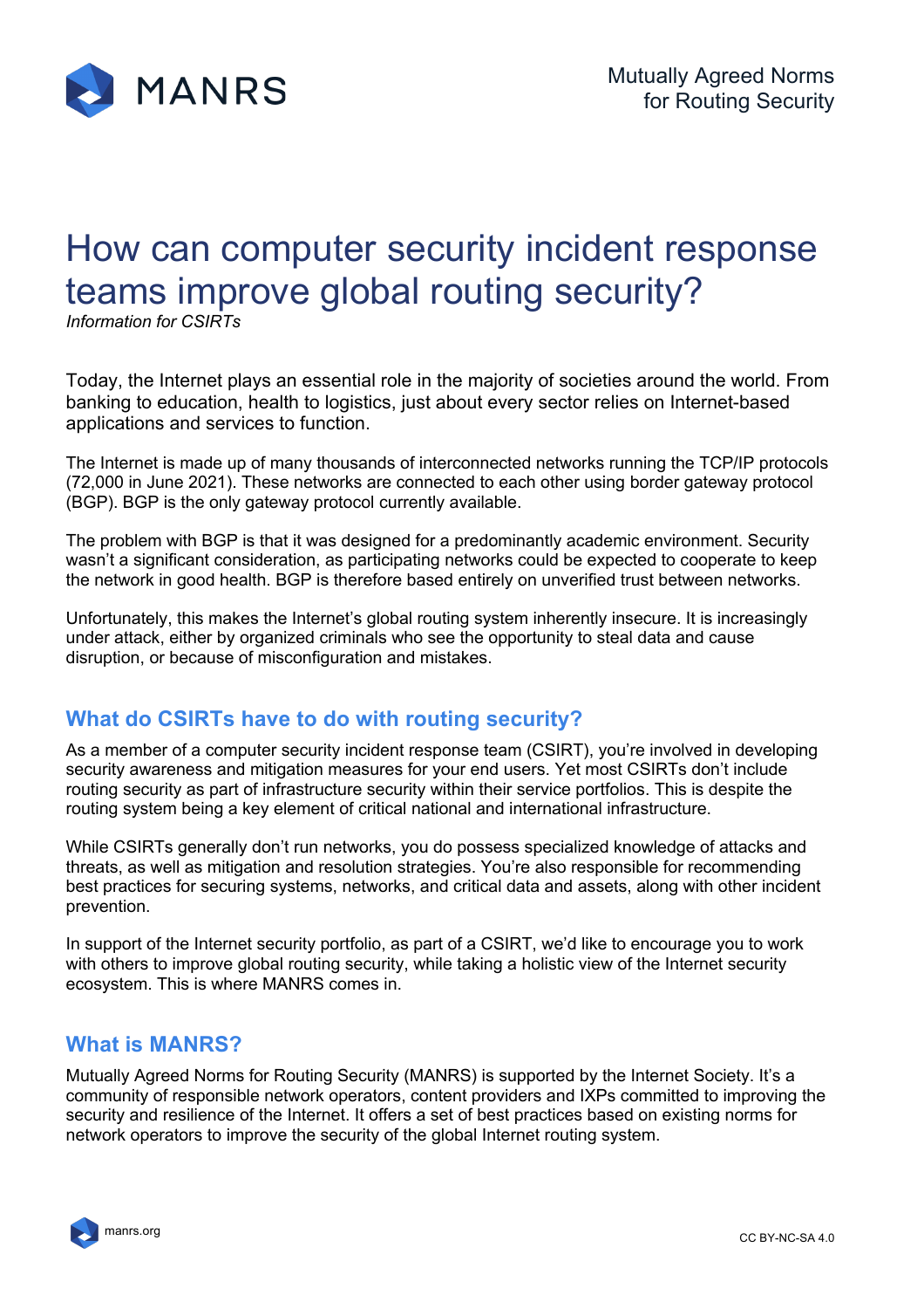MANRS

Mutually Agreed Norms for Routing Security

# How can computer security incident response teams improve global routing security?

*Information for CSIRTs*

Today, the Internet plays an essential role in the majority of societies around the world. From banking to education, health to logistics, just about every sector relies on Internet-based applications and services to function.

The Internet is made up of many thousands of interconnected networks running the TCP/IP protocols (72,000 in June 2021). These networks are connected to each other using border gateway protocol (BGP). BGP is the only gateway protocol currently available.

The problem with BGP is that it was designed for a predominantly academic environment. Security wasn't a significant consideration, as participating networks could be expected to cooperate to keep the network in good health. BGP is therefore based entirely on unverified trust between networks.

Unfortunately, this makes the Internet's global routing system inherently insecure. It is increasingly under attack, either by organized criminals who see the opportunity to steal data and cause disruption, or because of misconfiguration and mistakes.

## What do CSIRTs have to do with routing security?

As a member of a computer security incident response team (CSIRT), you're involved in developing security awareness and mitigation measures for your end users. Yet most CSIRTs don't include routing security as part of infrastructure security within their service portfolios. This is despite the routing system being a key element of critical national and international infrastructure.

While CSIRTs generally don't run networks, you do possess specialized knowledge of attacks and threats, as well as mitigation and resolution strategies. You're also responsible for recommending best practices for securing systems, networks, and critical data and assets, along with other incident prevention.

In support of the Internet security portfolio, as part of a CSIRT, we'd like to encourage you to work with others to improve global routing security, while taking a holistic view of the Internet security ecosystem. This is where MANRS comes in.

## What is MANRS?

Mutually Agreed Norms for Routing Security (MANRS) is supported by the Internet Society. It's a community of responsible network operators, content providers and IXPs committed to improving the security and resilience of the Internet. It offers a set of best practices based on existing norms for network operators to improve the security of the global Internet routing system.

manrs.org

CC BY-NC-SA 4.0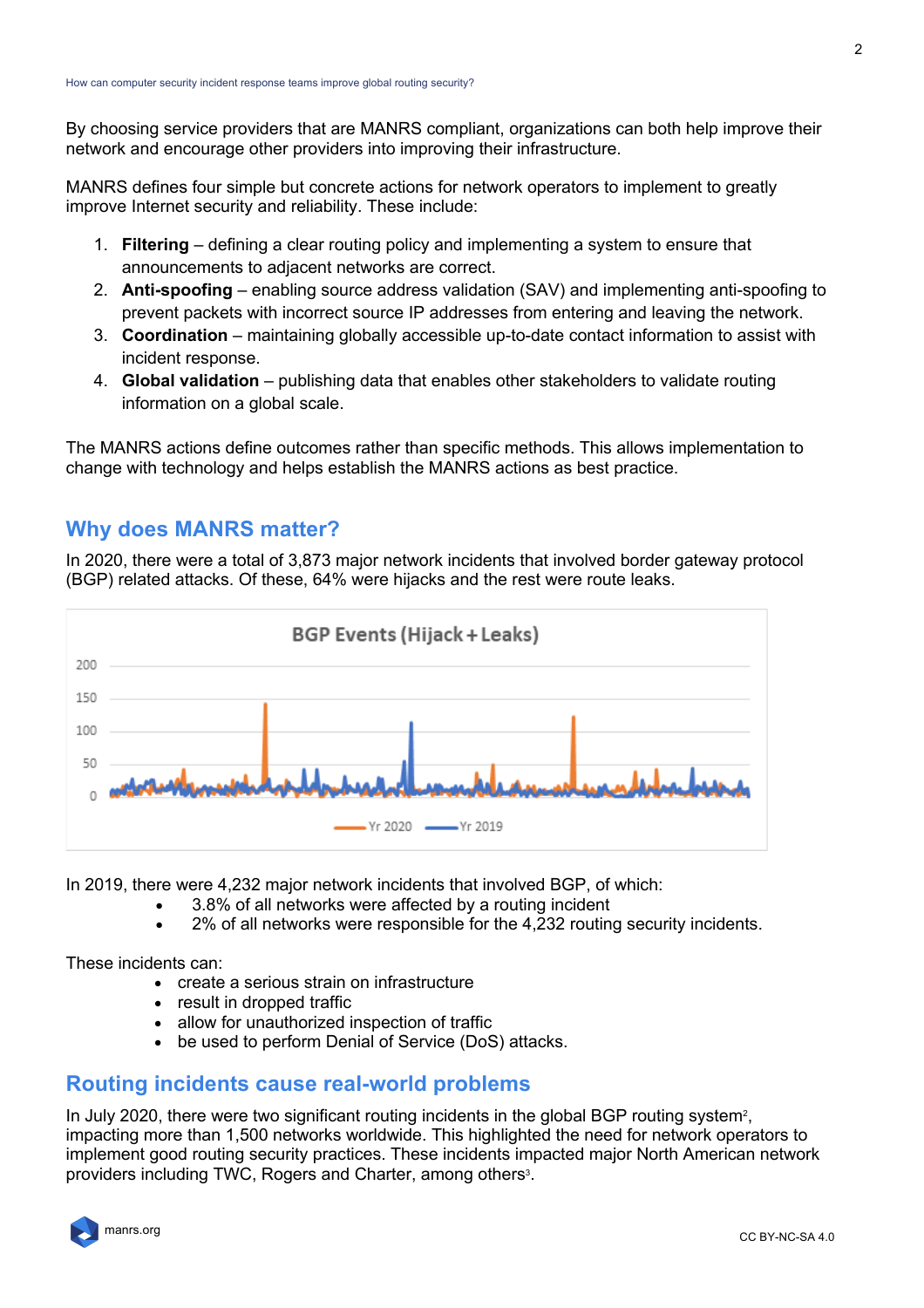By choosing service providers that are MANRS compliant, organizations can both help improve their network and encourage other providers into improving their infrastructure.

MANRS defines four simple but concrete actions for network operators to implement to greatly improve Internet security and reliability. These include:

1. **Filtering** – defining a clear routing policy and implementing a system to ensure that announcements to adjacent networks are correct.
2. **Anti-spoofing** – enabling source address validation (SAV) and implementing anti-spoofing to prevent packets with incorrect source IP addresses from entering and leaving the network.
3. **Coordination** – maintaining globally accessible up-to-date contact information to assist with incident response.
4. **Global validation** – publishing data that enables other stakeholders to validate routing information on a global scale.

The MANRS actions define outcomes rather than specific methods. This allows implementation to change with technology and helps establish the MANRS actions as best practice.

## Why does MANRS matter?

In 2020, there were a total of 3,873 major network incidents that involved border gateway protocol (BGP) related attacks. Of these, 64% were hijacks and the rest were route leaks.

BGP Events (Hijack + Leaks)

In 2019, there were 4,232 major network incidents that involved BGP, of which:

- 3.8% of all networks were affected by a routing incident
- 2% of all networks were responsible for the 4,232 routing security incidents.

These incidents can:

- create a serious strain on infrastructure
- result in dropped traffic
- allow for unauthorized inspection of traffic
- be used to perform Denial of Service (DoS) attacks.

## Routing incidents cause real-world problems

In July 2020, there were two significant routing incidents in the global BGP routing system[2], impacting more than 1,500 networks worldwide. This highlighted the need for network operators to implement good routing security practices. These incidents impacted major North American network providers including TWC, Rogers and Charter, among others[3].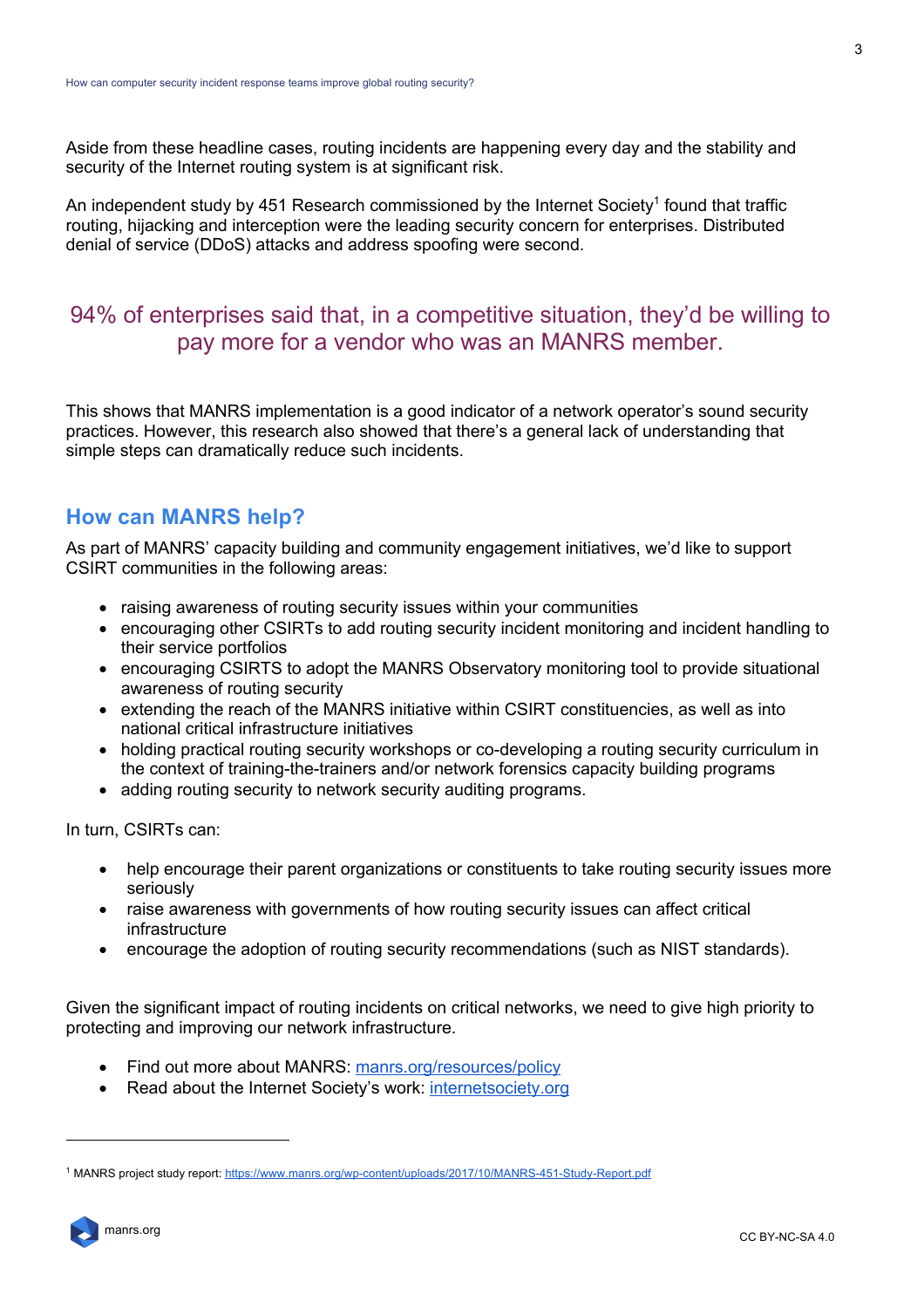Aside from these headline cases, routing incidents are happening every day and the stability and security of the Internet routing system is at significant risk.

An independent study by 451 Research commissioned by the Internet Society[1] found that traffic routing, hijacking and interception were the leading security concern for enterprises. Distributed denial of service (DDoS) attacks and address spoofing were second.

> 94% of enterprises said that, in a competitive situation, they'd be willing to pay more for a vendor who was an MANRS member.

This shows that MANRS implementation is a good indicator of a network operator's sound security practices. However, this research also showed that there's a general lack of understanding that simple steps can dramatically reduce such incidents.

## How can MANRS help?

As part of MANRS' capacity building and community engagement initiatives, we'd like to support CSIRT communities in the following areas:

- raising awareness of routing security issues within your communities
- encouraging other CSIRTs to add routing security incident monitoring and incident handling to their service portfolios
- encouraging CSIRTS to adopt the MANRS Observatory monitoring tool to provide situational awareness of routing security
- extending the reach of the MANRS initiative within CSIRT constituencies, as well as into national critical infrastructure initiatives
- holding practical routing security workshops or co-developing a routing security curriculum in the context of training-the-trainers and/or network forensics capacity building programs
- adding routing security to network security auditing programs.

In turn, CSIRTs can:

- help encourage their parent organizations or constituents to take routing security issues more seriously
- raise awareness with governments of how routing security issues can affect critical infrastructure
- encourage the adoption of routing security recommendations (such as NIST standards).

Given the significant impact of routing incidents on critical networks, we need to give high priority to protecting and improving our network infrastructure.

- Find out more about MANRS: [manrs.org/resources/policy](manrs.org/resources/policy)
- Read about the Internet Society's work: [internetsociety.org](internetsociety.org)

---

[1] MANRS project study report: https://www.manrs.org/wp-content/uploads/2017/10/MANRS-451-Study-Report.pdf